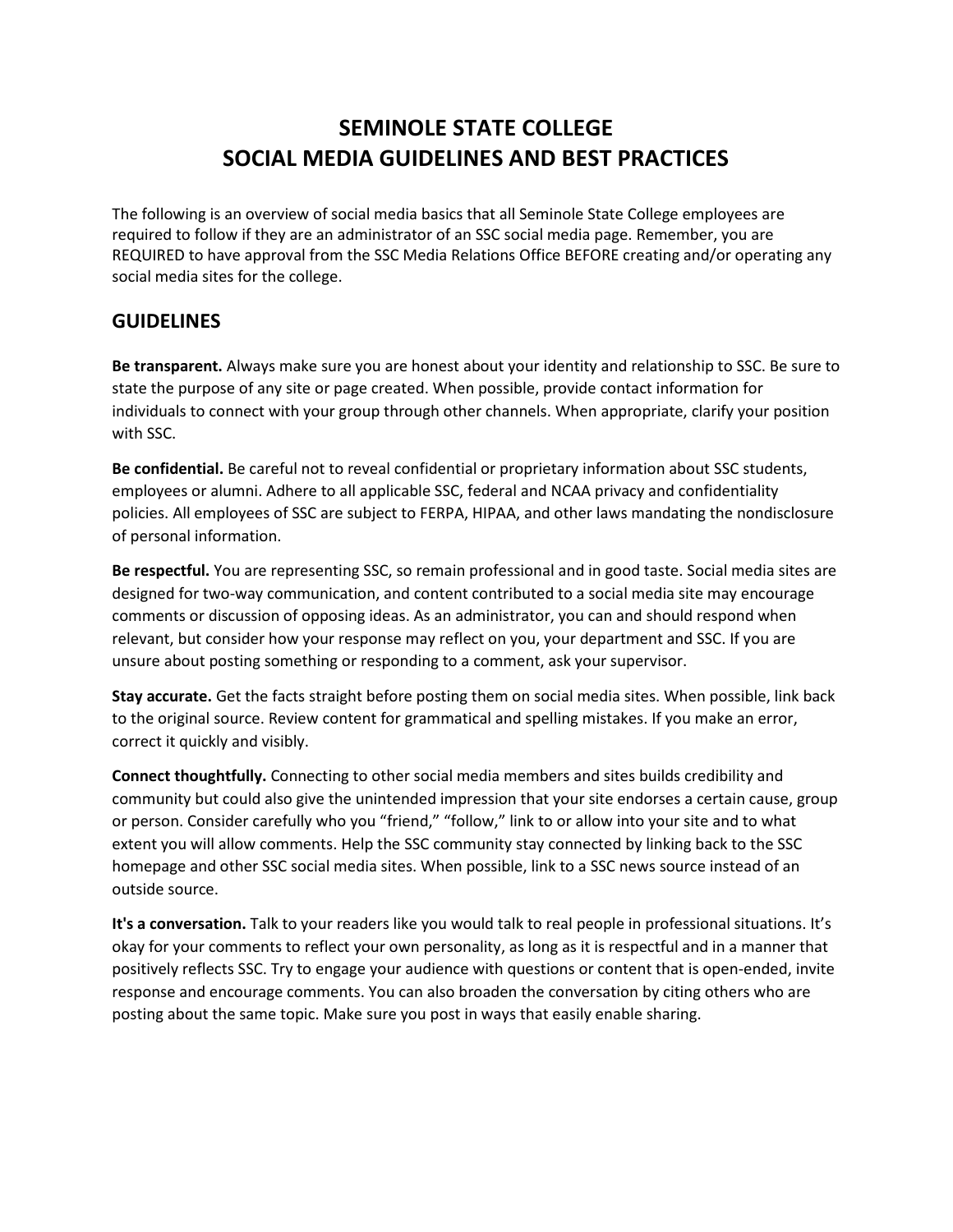# SEMINOLE STATE COLLEGE
# SOCIAL MEDIA GUIDELINES AND BEST PRACTICES

The following is an overview of social media basics that all Seminole State College employees are required to follow if they are an administrator of an SSC social media page. Remember, you are REQUIRED to have approval from the SSC Media Relations Office BEFORE creating and/or operating any social media sites for the college.

## GUIDELINES

**Be transparent.** Always make sure you are honest about your identity and relationship to SSC. Be sure to state the purpose of any site or page created. When possible, provide contact information for individuals to connect with your group through other channels. When appropriate, clarify your position with SSC.

**Be confidential.** Be careful not to reveal confidential or proprietary information about SSC students, employees or alumni. Adhere to all applicable SSC, federal and NCAA privacy and confidentiality policies. All employees of SSC are subject to FERPA, HIPAA, and other laws mandating the nondisclosure of personal information.

**Be respectful.** You are representing SSC, so remain professional and in good taste. Social media sites are designed for two-way communication, and content contributed to a social media site may encourage comments or discussion of opposing ideas. As an administrator, you can and should respond when relevant, but consider how your response may reflect on you, your department and SSC. If you are unsure about posting something or responding to a comment, ask your supervisor.

**Stay accurate.** Get the facts straight before posting them on social media sites. When possible, link back to the original source. Review content for grammatical and spelling mistakes. If you make an error, correct it quickly and visibly.

**Connect thoughtfully.** Connecting to other social media members and sites builds credibility and community but could also give the unintended impression that your site endorses a certain cause, group or person. Consider carefully who you "friend," "follow," link to or allow into your site and to what extent you will allow comments. Help the SSC community stay connected by linking back to the SSC homepage and other SSC social media sites. When possible, link to a SSC news source instead of an outside source.

**It's a conversation.** Talk to your readers like you would talk to real people in professional situations. It's okay for your comments to reflect your own personality, as long as it is respectful and in a manner that positively reflects SSC. Try to engage your audience with questions or content that is open-ended, invite response and encourage comments. You can also broaden the conversation by citing others who are posting about the same topic. Make sure you post in ways that easily enable sharing.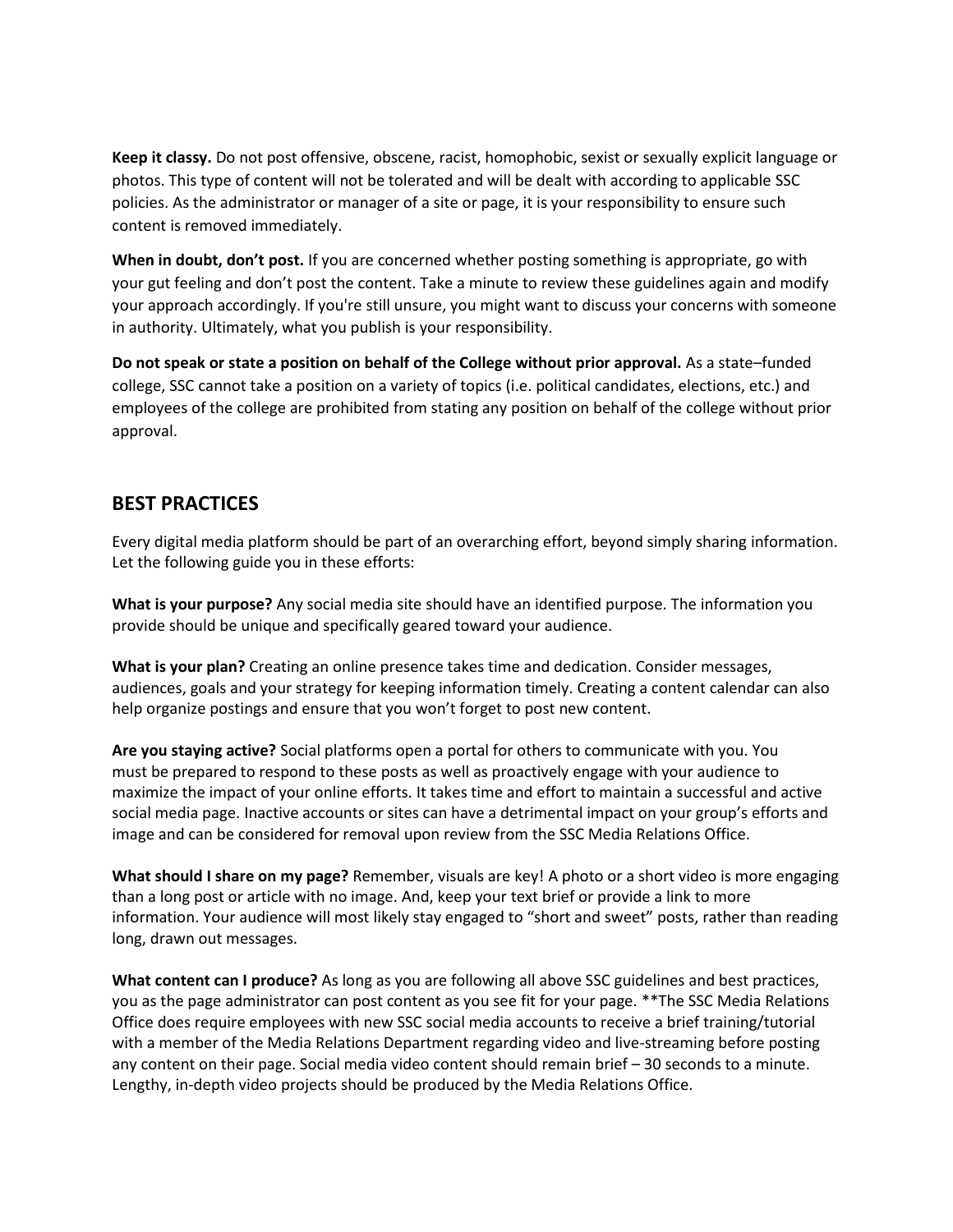**Keep it classy.** Do not post offensive, obscene, racist, homophobic, sexist or sexually explicit language or photos. This type of content will not be tolerated and will be dealt with according to applicable SSC policies. As the administrator or manager of a site or page, it is your responsibility to ensure such content is removed immediately.

**When in doubt, don't post.** If you are concerned whether posting something is appropriate, go with your gut feeling and don't post the content. Take a minute to review these guidelines again and modify your approach accordingly. If you're still unsure, you might want to discuss your concerns with someone in authority. Ultimately, what you publish is your responsibility.

**Do not speak or state a position on behalf of the College without prior approval.** As a state–funded college, SSC cannot take a position on a variety of topics (i.e. political candidates, elections, etc.) and employees of the college are prohibited from stating any position on behalf of the college without prior approval.

## BEST PRACTICES

Every digital media platform should be part of an overarching effort, beyond simply sharing information. Let the following guide you in these efforts:

**What is your purpose?** Any social media site should have an identified purpose. The information you provide should be unique and specifically geared toward your audience.

**What is your plan?** Creating an online presence takes time and dedication. Consider messages, audiences, goals and your strategy for keeping information timely. Creating a content calendar can also help organize postings and ensure that you won't forget to post new content.

**Are you staying active?** Social platforms open a portal for others to communicate with you. You must be prepared to respond to these posts as well as proactively engage with your audience to maximize the impact of your online efforts. It takes time and effort to maintain a successful and active social media page. Inactive accounts or sites can have a detrimental impact on your group's efforts and image and can be considered for removal upon review from the SSC Media Relations Office.

**What should I share on my page?** Remember, visuals are key! A photo or a short video is more engaging than a long post or article with no image. And, keep your text brief or provide a link to more information. Your audience will most likely stay engaged to "short and sweet" posts, rather than reading long, drawn out messages.

**What content can I produce?** As long as you are following all above SSC guidelines and best practices, you as the page administrator can post content as you see fit for your page. **The SSC Media Relations Office does require employees with new SSC social media accounts to receive a brief training/tutorial with a member of the Media Relations Department regarding video and live-streaming before posting any content on their page. Social media video content should remain brief – 30 seconds to a minute. Lengthy, in-depth video projects should be produced by the Media Relations Office.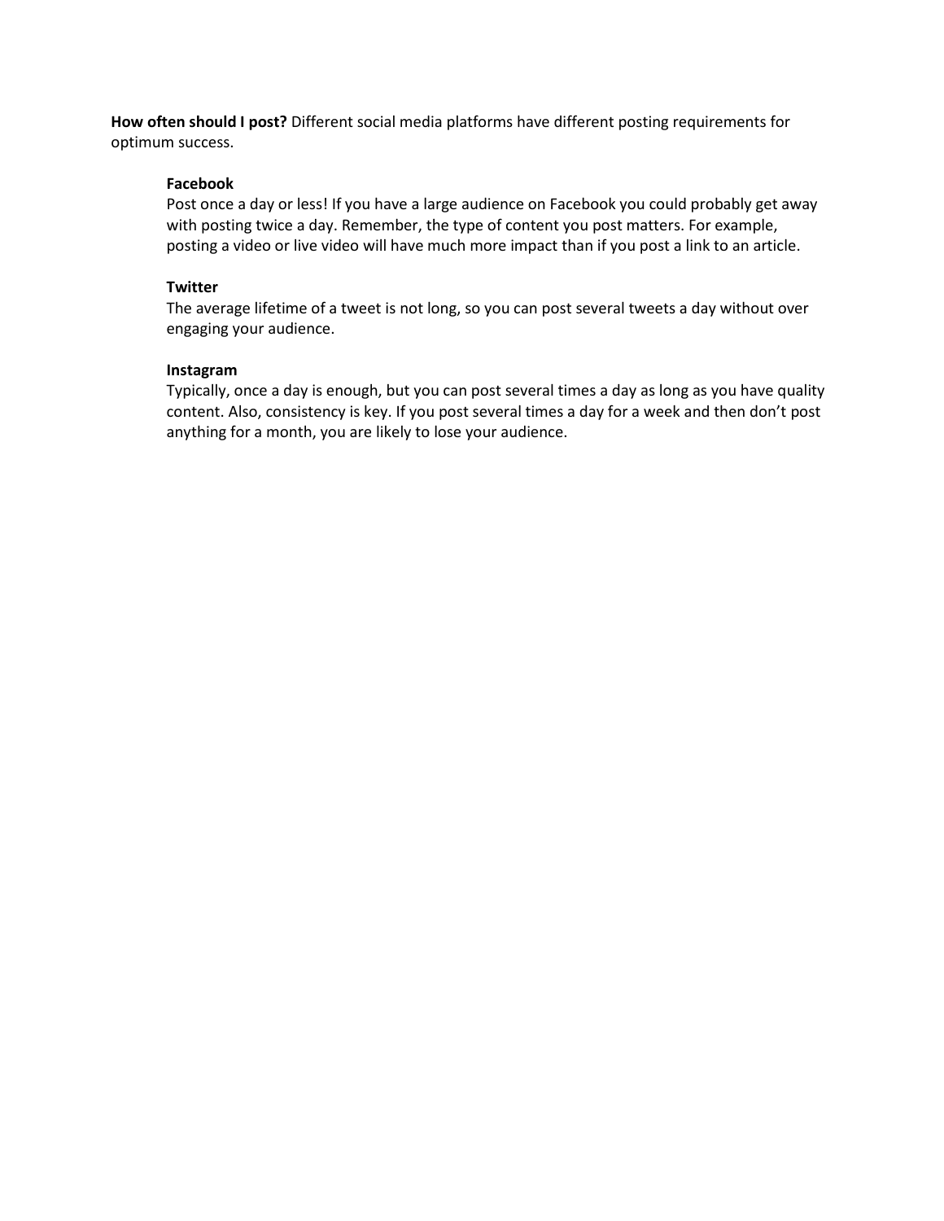**How often should I post?** Different social media platforms have different posting requirements for optimum success.

**Facebook**
Post once a day or less! If you have a large audience on Facebook you could probably get away with posting twice a day. Remember, the type of content you post matters. For example, posting a video or live video will have much more impact than if you post a link to an article.

**Twitter**
The average lifetime of a tweet is not long, so you can post several tweets a day without over engaging your audience.

**Instagram**
Typically, once a day is enough, but you can post several times a day as long as you have quality content. Also, consistency is key. If you post several times a day for a week and then don't post anything for a month, you are likely to lose your audience.